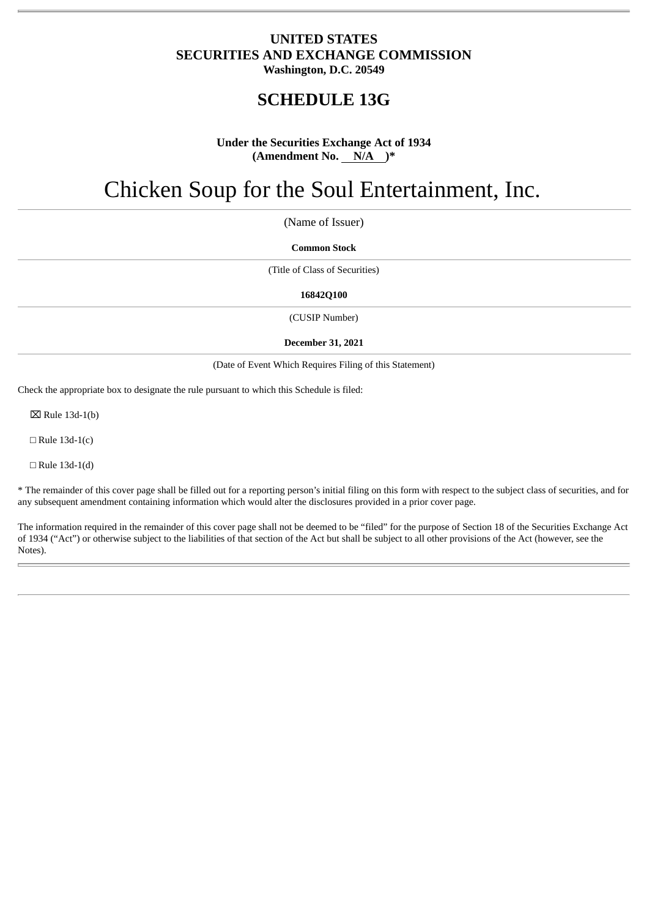**UNITED STATES**
**SECURITIES AND EXCHANGE COMMISSION**
**Washington, D.C. 20549**

# SCHEDULE 13G

**Under the Securities Exchange Act of 1934**
**(Amendment No. N/A )***

# Chicken Soup for the Soul Entertainment, Inc.

(Name of Issuer)

**Common Stock**

(Title of Class of Securities)

**16842Q100**

(CUSIP Number)

**December 31, 2021**

(Date of Event Which Requires Filing of this Statement)

Check the appropriate box to designate the rule pursuant to which this Schedule is filed:

☒ Rule 13d-1(b)

☐ Rule 13d-1(c)

☐ Rule 13d-1(d)

* The remainder of this cover page shall be filled out for a reporting person's initial filing on this form with respect to the subject class of securities, and for any subsequent amendment containing information which would alter the disclosures provided in a prior cover page.

The information required in the remainder of this cover page shall not be deemed to be "filed" for the purpose of Section 18 of the Securities Exchange Act of 1934 ("Act") or otherwise subject to the liabilities of that section of the Act but shall be subject to all other provisions of the Act (however, see the Notes).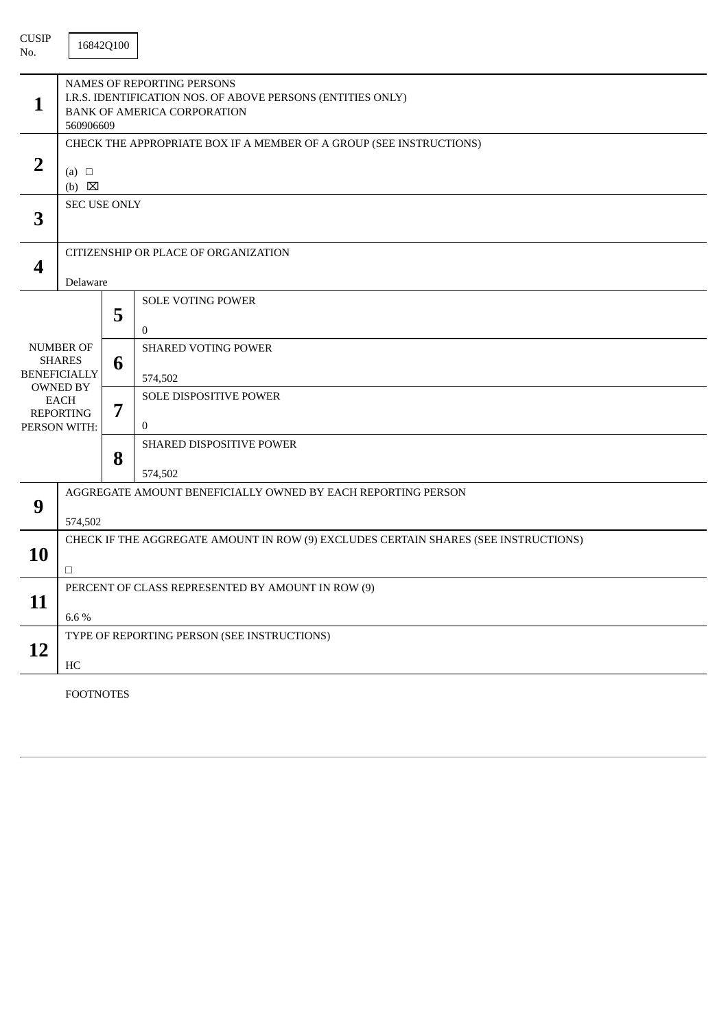CUSIP No. 16842Q100

| | | | |
|---|---|---|---|
| 1 | NAMES OF REPORTING PERSONS<br>I.R.S. IDENTIFICATION NOS. OF ABOVE PERSONS (ENTITIES ONLY)<br>BANK OF AMERICA CORPORATION<br>560906609 | | |
| 2 | CHECK THE APPROPRIATE BOX IF A MEMBER OF A GROUP (SEE INSTRUCTIONS)<br>(a) ☐<br>(b) ☒ | | |
| 3 | SEC USE ONLY | | |
| 4 | CITIZENSHIP OR PLACE OF ORGANIZATION<br>Delaware | | |
| NUMBER OF SHARES BENEFICIALLY OWNED BY EACH REPORTING PERSON WITH: | | 5 | SOLE VOTING POWER<br>0 |
| | | 6 | SHARED VOTING POWER<br>574,502 |
| | | 7 | SOLE DISPOSITIVE POWER<br>0 |
| | | 8 | SHARED DISPOSITIVE POWER<br>574,502 |
| 9 | AGGREGATE AMOUNT BENEFICIALLY OWNED BY EACH REPORTING PERSON<br>574,502 | | |
| 10 | CHECK IF THE AGGREGATE AMOUNT IN ROW (9) EXCLUDES CERTAIN SHARES (SEE INSTRUCTIONS)<br>☐ | | |
| 11 | PERCENT OF CLASS REPRESENTED BY AMOUNT IN ROW (9)<br>6.6 % | | |
| 12 | TYPE OF REPORTING PERSON (SEE INSTRUCTIONS)<br>HC | | |

FOOTNOTES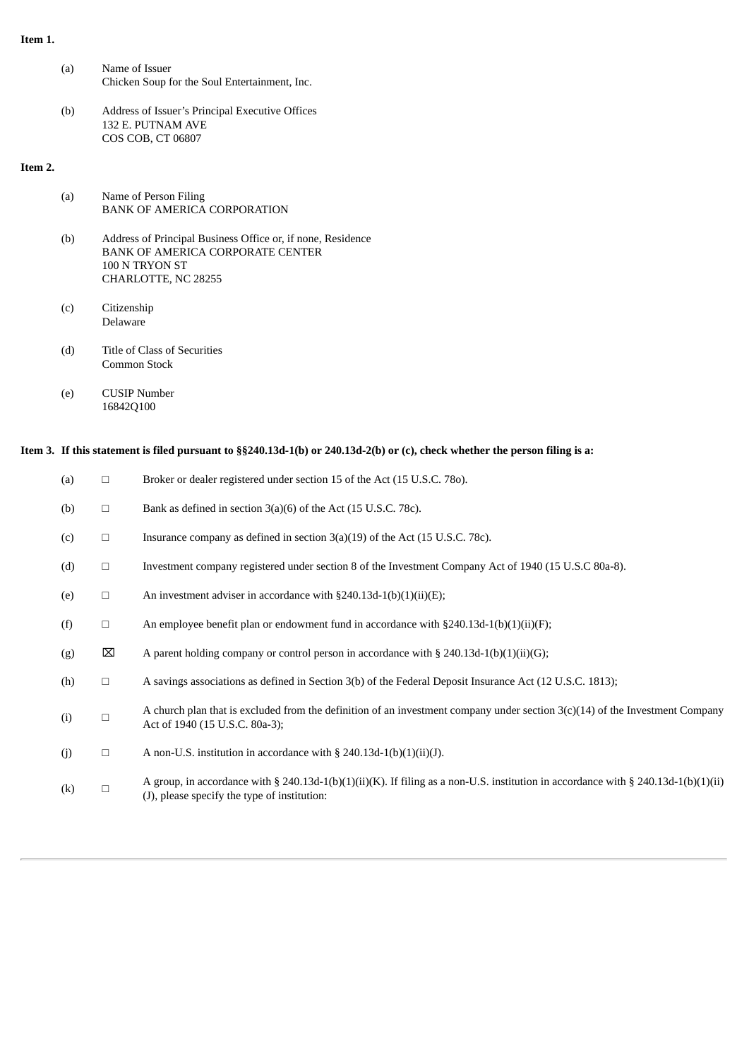**Item 1.**

(a) Name of Issuer
Chicken Soup for the Soul Entertainment, Inc.

(b) Address of Issuer's Principal Executive Offices
132 E. PUTNAM AVE
COS COB, CT 06807

**Item 2.**

(a) Name of Person Filing
BANK OF AMERICA CORPORATION

(b) Address of Principal Business Office or, if none, Residence
BANK OF AMERICA CORPORATE CENTER
100 N TRYON ST
CHARLOTTE, NC 28255

(c) Citizenship
Delaware

(d) Title of Class of Securities
Common Stock

(e) CUSIP Number
16842Q100

**Item 3. If this statement is filed pursuant to §§240.13d-1(b) or 240.13d-2(b) or (c), check whether the person filing is a:**

| | | |
|---|---|---|
| (a) | ☐ | Broker or dealer registered under section 15 of the Act (15 U.S.C. 78o). |
| (b) | ☐ | Bank as defined in section 3(a)(6) of the Act (15 U.S.C. 78c). |
| (c) | ☐ | Insurance company as defined in section 3(a)(19) of the Act (15 U.S.C. 78c). |
| (d) | ☐ | Investment company registered under section 8 of the Investment Company Act of 1940 (15 U.S.C 80a-8). |
| (e) | ☐ | An investment adviser in accordance with §240.13d-1(b)(1)(ii)(E); |
| (f) | ☐ | An employee benefit plan or endowment fund in accordance with §240.13d-1(b)(1)(ii)(F); |
| (g) | ☒ | A parent holding company or control person in accordance with § 240.13d-1(b)(1)(ii)(G); |
| (h) | ☐ | A savings associations as defined in Section 3(b) of the Federal Deposit Insurance Act (12 U.S.C. 1813); |
| (i) | ☐ | A church plan that is excluded from the definition of an investment company under section 3(c)(14) of the Investment Company Act of 1940 (15 U.S.C. 80a-3); |
| (j) | ☐ | A non-U.S. institution in accordance with § 240.13d-1(b)(1)(ii)(J). |
| (k) | ☐ | A group, in accordance with § 240.13d-1(b)(1)(ii)(K). If filing as a non-U.S. institution in accordance with § 240.13d-1(b)(1)(ii)(J), please specify the type of institution: |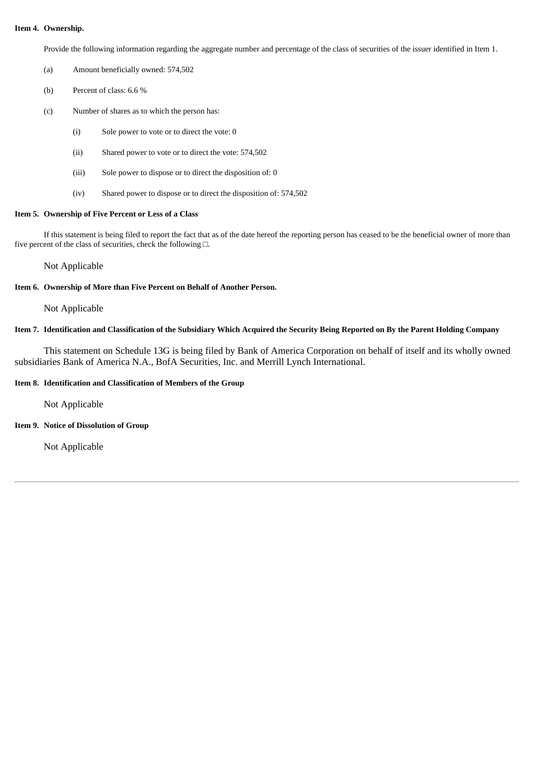**Item 4. Ownership.**

Provide the following information regarding the aggregate number and percentage of the class of securities of the issuer identified in Item 1.

(a) Amount beneficially owned: 574,502

(b) Percent of class: 6.6 %

(c) Number of shares as to which the person has:

  (i) Sole power to vote or to direct the vote: 0

  (ii) Shared power to vote or to direct the vote: 574,502

  (iii) Sole power to dispose or to direct the disposition of: 0

  (iv) Shared power to dispose or to direct the disposition of: 574,502

**Item 5. Ownership of Five Percent or Less of a Class**

If this statement is being filed to report the fact that as of the date hereof the reporting person has ceased to be the beneficial owner of more than five percent of the class of securities, check the following ☐.

Not Applicable

**Item 6. Ownership of More than Five Percent on Behalf of Another Person.**

Not Applicable

**Item 7. Identification and Classification of the Subsidiary Which Acquired the Security Being Reported on By the Parent Holding Company**

This statement on Schedule 13G is being filed by Bank of America Corporation on behalf of itself and its wholly owned subsidiaries Bank of America N.A., BofA Securities, Inc. and Merrill Lynch International.

**Item 8. Identification and Classification of Members of the Group**

Not Applicable

**Item 9. Notice of Dissolution of Group**

Not Applicable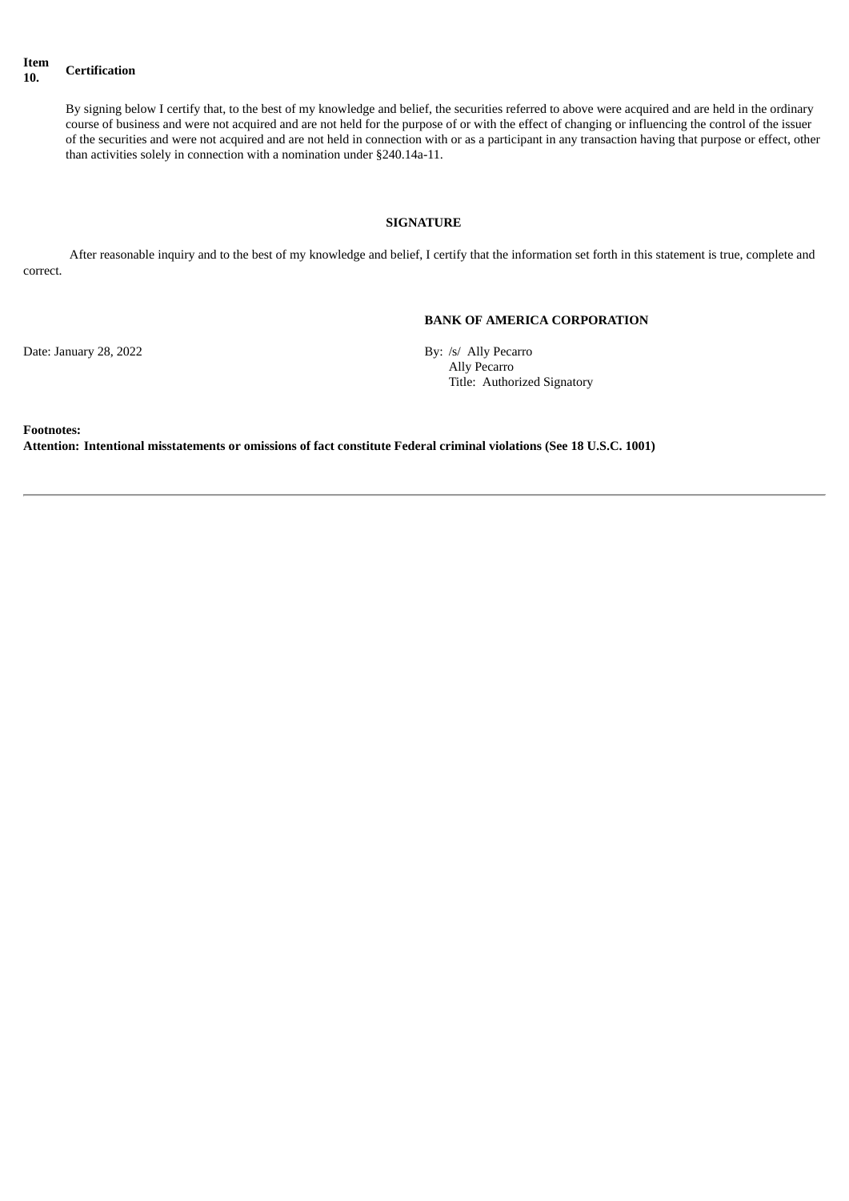**Item 10.** **Certification**

By signing below I certify that, to the best of my knowledge and belief, the securities referred to above were acquired and are held in the ordinary course of business and were not acquired and are not held for the purpose of or with the effect of changing or influencing the control of the issuer of the securities and were not acquired and are not held in connection with or as a participant in any transaction having that purpose or effect, other than activities solely in connection with a nomination under §240.14a-11.

**SIGNATURE**

After reasonable inquiry and to the best of my knowledge and belief, I certify that the information set forth in this statement is true, complete and correct.

**BANK OF AMERICA CORPORATION**

Date: January 28, 2022

By: /s/ Ally Pecarro
Ally Pecarro
Title: Authorized Signatory

**Footnotes:**

**Attention: Intentional misstatements or omissions of fact constitute Federal criminal violations (See 18 U.S.C. 1001)**